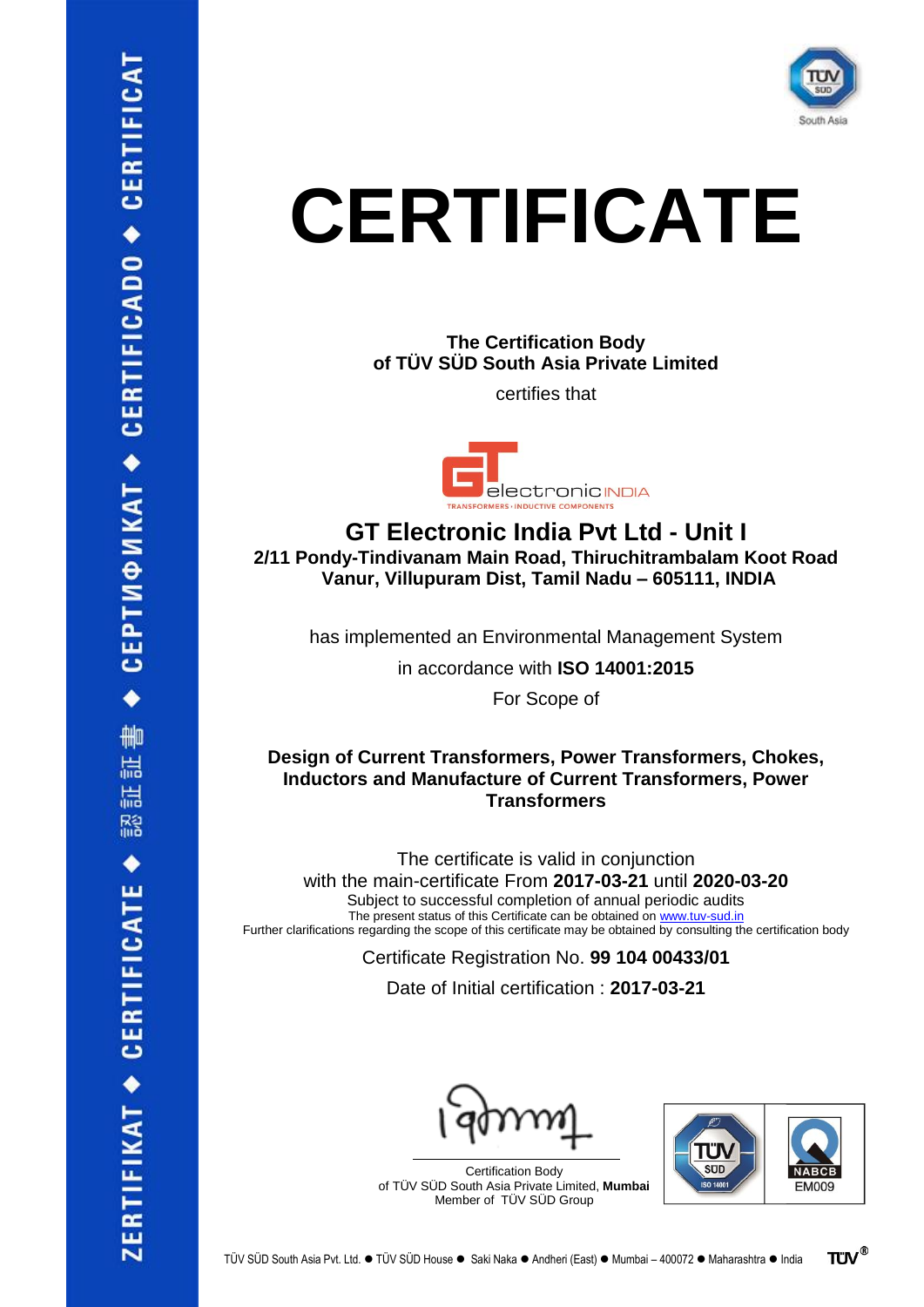# CERTIFICATE

**The Certification Body**
**of TÜV SÜD South Asia Private Limited**

certifies that

## GT Electronic India Pvt Ltd - Unit I

**2/11 Pondy-Tindivanam Main Road, Thiruchitrambalam Koot Road**
**Vanur, Villupuram Dist, Tamil Nadu – 605111, INDIA**

has implemented an Environmental Management System

in accordance with **ISO 14001:2015**

For Scope of

**Design of Current Transformers, Power Transformers, Chokes, Inductors and Manufacture of Current Transformers, Power Transformers**

The certificate is valid in conjunction
with the main-certificate From **2017-03-21** until **2020-03-20**
Subject to successful completion of annual periodic audits
The present status of this Certificate can be obtained on www.tuv-sud.in
Further clarifications regarding the scope of this certificate may be obtained by consulting the certification body

Certificate Registration No. **99 104 00433/01**

Date of Initial certification : **2017-03-21**

Certification Body
of TÜV SÜD South Asia Private Limited, **Mumbai**
Member of TÜV SÜD Group

NABCB EM009

TÜV SÜD South Asia Pvt. Ltd. ● TÜV SÜD House ● Saki Naka ● Andheri (East) ● Mumbai – 400072 ● Maharashtra ● India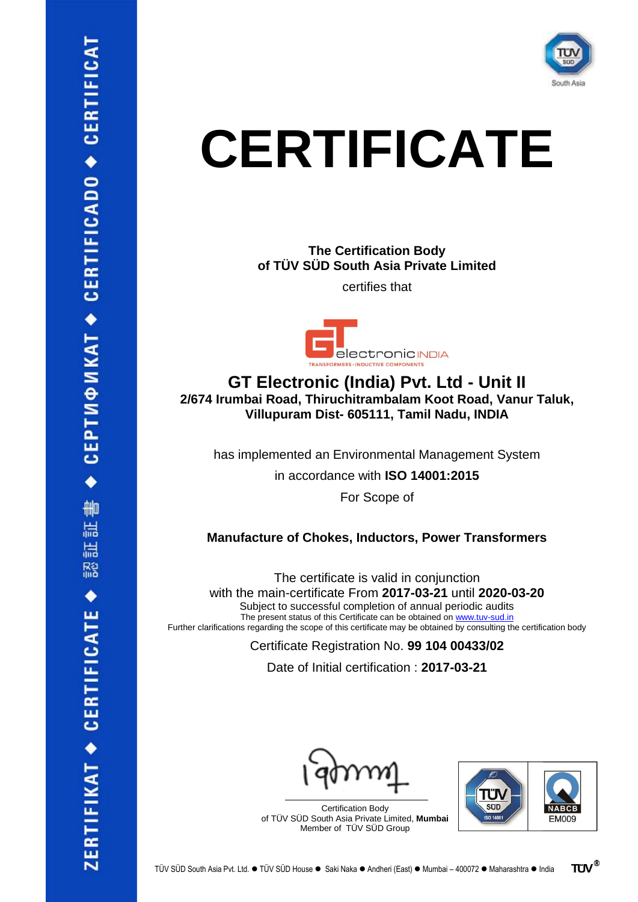# CERTIFICATE

**The Certification Body**
**of TÜV SÜD South Asia Private Limited**

certifies that

electronic INDIA
TRANSFORMERS · INDUCTIVE COMPONENTS

## GT Electronic (India) Pvt. Ltd - Unit II

**2/674 Irumbai Road, Thiruchitrambalam Koot Road, Vanur Taluk, Villupuram Dist- 605111, Tamil Nadu, INDIA**

has implemented an Environmental Management System

in accordance with **ISO 14001:2015**

For Scope of

**Manufacture of Chokes, Inductors, Power Transformers**

The certificate is valid in conjunction
with the main-certificate From **2017-03-21** until **2020-03-20**
Subject to successful completion of annual periodic audits
The present status of this Certificate can be obtained on www.tuv-sud.in
Further clarifications regarding the scope of this certificate may be obtained by consulting the certification body

Certificate Registration No. **99 104 00433/02**

Date of Initial certification : **2017-03-21**

Certification Body
of TÜV SÜD South Asia Private Limited, **Mumbai**
Member of TÜV SÜD Group

TÜV SÜD ISO 14001 | NABCB EM009

TÜV SÜD South Asia Pvt. Ltd. ● TÜV SÜD House ● Saki Naka ● Andheri (East) ● Mumbai – 400072 ● Maharashtra ● India